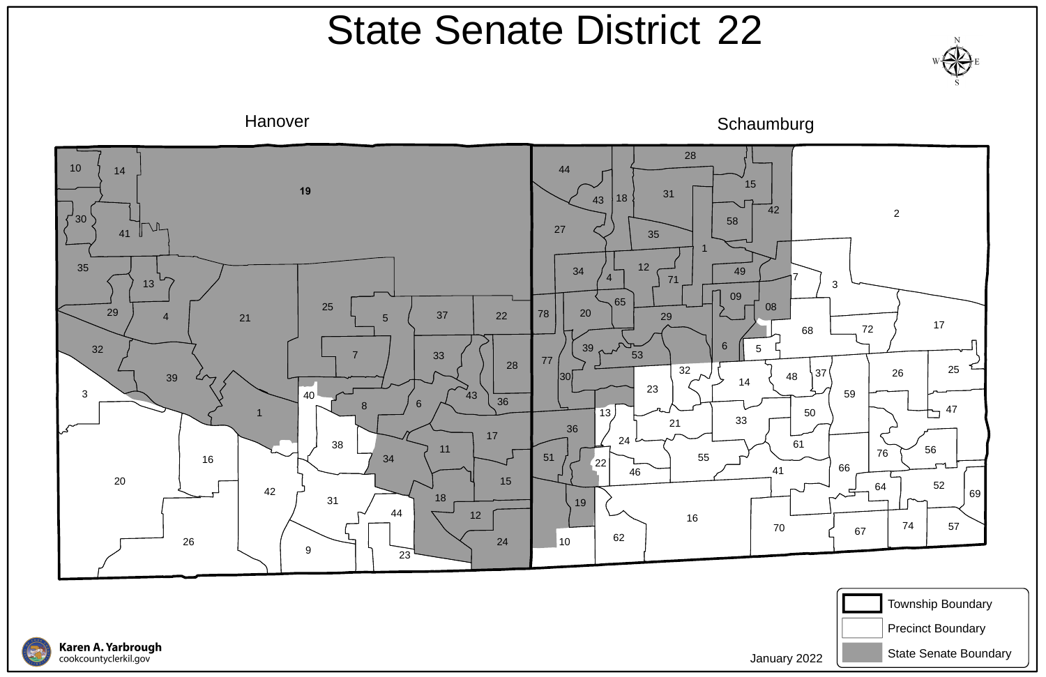# State Senate District 22

Hanover

Schaumburg

10 14 19 30 41 35 13 29 4 21 25 5 37 22 32 7 33 28 39 3 40 43 36 8 6 1 17 38 11 34 16 20 15 42 31 18 44 12 26 9 23 24

28 44 15 31 43 18 42 2 58 27 35 1 12 49 34 4 71 7 3 09 65 08 78 20 29 17 72 68 39 6 5 53 77 25 32 37 26 48 30 14 23 59 13 50 47 33 21 36 24 61 56 76 55 51 22 66 41 46 52 64 69 19 16 74 57 70 67 62 10

- Township Boundary
- Precinct Boundary
- State Senate Boundary

Karen A. Yarbrough
cookcountyclerkil.gov

January 2022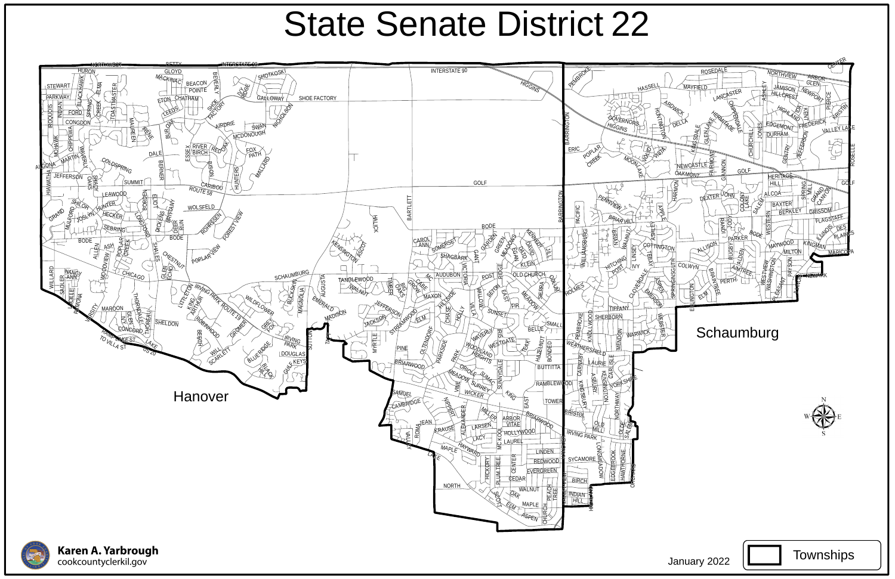# State Senate District 22

Hanover

Schaumburg

Townships

Karen A. Yarbrough
cookcountyclerkil.gov

January 2022